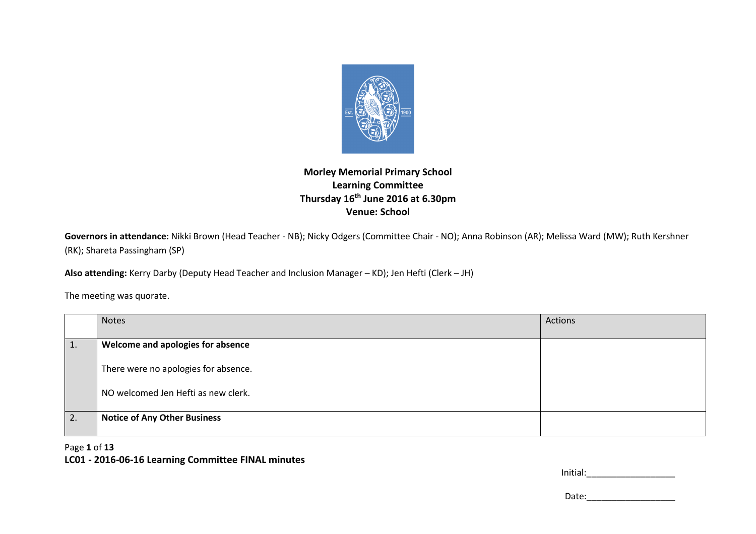**Morley Memorial Primary School**
**Learning Committee**
**Thursday 16th June 2016 at 6.30pm**
**Venue: School**

**Governors in attendance:** Nikki Brown (Head Teacher - NB); Nicky Odgers (Committee Chair - NO); Anna Robinson (AR); Melissa Ward (MW); Ruth Kershner (RK); Shareta Passingham (SP)

**Also attending:** Kerry Darby (Deputy Head Teacher and Inclusion Manager – KD); Jen Hefti (Clerk – JH)

The meeting was quorate.

| | Notes | Actions |
|---|---|---|
| 1. | **Welcome and apologies for absence**<br><br>There were no apologies for absence.<br><br>NO welcomed Jen Hefti as new clerk. | |
| 2. | **Notice of Any Other Business** | |

**LC01 - 2016-06-16 Learning Committee FINAL minutes**

Initial:__________________

Date:__________________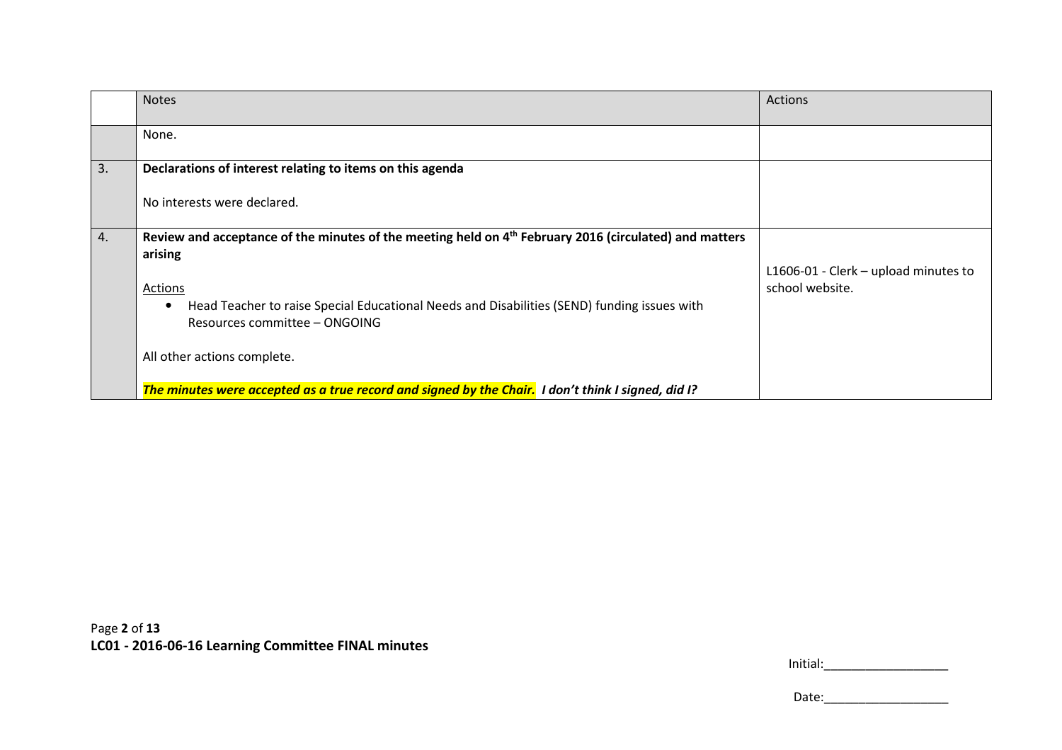| | Notes | Actions |
|---|---|---|
| | None. | |
| 3. | **Declarations of interest relating to items on this agenda**<br><br>No interests were declared. | |
| 4. | **Review and acceptance of the minutes of the meeting held on 4th February 2016 (circulated) and matters arising**<br><br>Actions<br>• Head Teacher to raise Special Educational Needs and Disabilities (SEND) funding issues with Resources committee – ONGOING<br><br>All other actions complete.<br><br>***The minutes were accepted as a true record and signed by the Chair.*** ***I don't think I signed, did I?*** | L1606-01 - Clerk – upload minutes to school website. |

**LC01 - 2016-06-16 Learning Committee FINAL minutes**

Initial:__________________

Date:__________________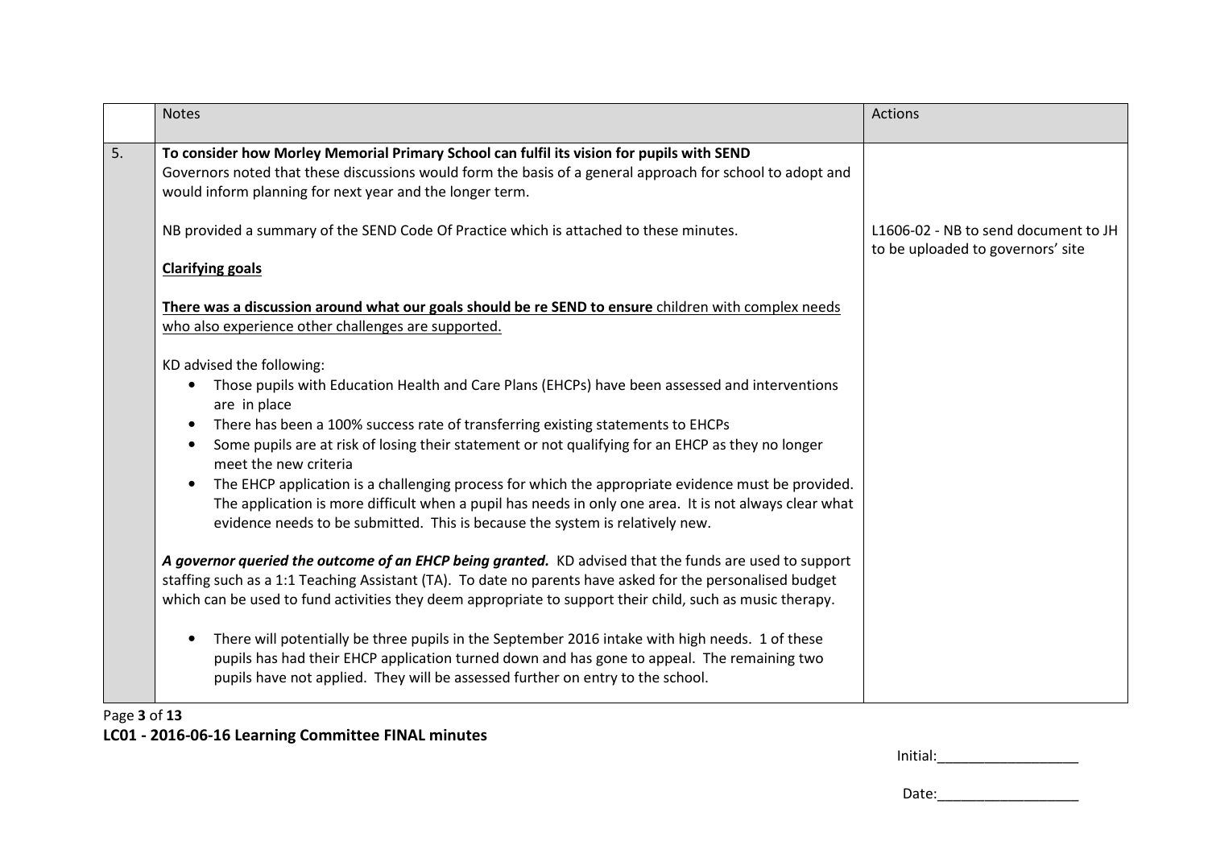| | Notes | Actions |
|---|---|---|
| 5. | **To consider how Morley Memorial Primary School can fulfil its vision for pupils with SEND**<br>Governors noted that these discussions would form the basis of a general approach for school to adopt and would inform planning for next year and the longer term.<br><br>NB provided a summary of the SEND Code Of Practice which is attached to these minutes.<br><br>**Clarifying goals**<br><br>**There was a discussion around what our goals should be re SEND to ensure** children with complex needs who also experience other challenges are supported.<br><br>KD advised the following:<br>• Those pupils with Education Health and Care Plans (EHCPs) have been assessed and interventions are in place<br>• There has been a 100% success rate of transferring existing statements to EHCPs<br>• Some pupils are at risk of losing their statement or not qualifying for an EHCP as they no longer meet the new criteria<br>• The EHCP application is a challenging process for which the appropriate evidence must be provided. The application is more difficult when a pupil has needs in only one area. It is not always clear what evidence needs to be submitted. This is because the system is relatively new.<br><br>***A governor queried the outcome of an EHCP being granted.*** KD advised that the funds are used to support staffing such as a 1:1 Teaching Assistant (TA). To date no parents have asked for the personalised budget which can be used to fund activities they deem appropriate to support their child, such as music therapy.<br><br>• There will potentially be three pupils in the September 2016 intake with high needs. 1 of these pupils has had their EHCP application turned down and has gone to appeal. The remaining two pupils have not applied. They will be assessed further on entry to the school. | L1606-02 - NB to send document to JH to be uploaded to governors' site |

**LC01 - 2016-06-16 Learning Committee FINAL minutes**

Initial:__________________

Date:__________________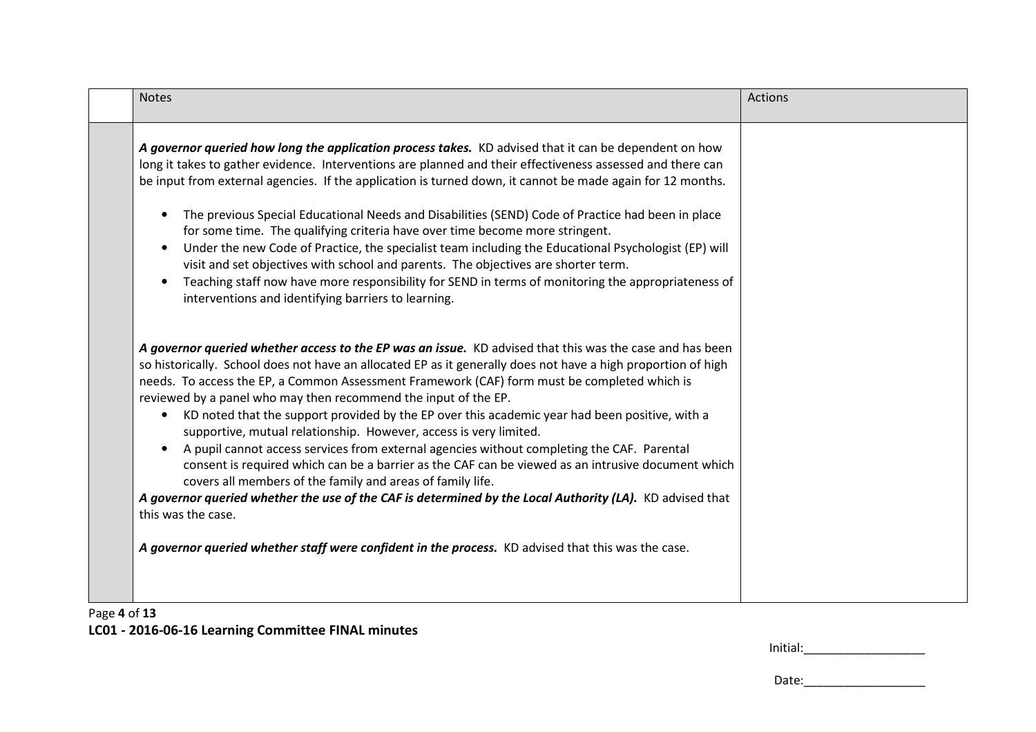| | Notes | Actions |
|---|---|---|
| | ***A governor queried how long the application process takes.*** KD advised that it can be dependent on how long it takes to gather evidence. Interventions are planned and their effectiveness assessed and there can be input from external agencies. If the application is turned down, it cannot be made again for 12 months.<br><br>• The previous Special Educational Needs and Disabilities (SEND) Code of Practice had been in place for some time. The qualifying criteria have over time become more stringent.<br>• Under the new Code of Practice, the specialist team including the Educational Psychologist (EP) will visit and set objectives with school and parents. The objectives are shorter term.<br>• Teaching staff now have more responsibility for SEND in terms of monitoring the appropriateness of interventions and identifying barriers to learning.<br><br>***A governor queried whether access to the EP was an issue.*** KD advised that this was the case and has been so historically. School does not have an allocated EP as it generally does not have a high proportion of high needs. To access the EP, a Common Assessment Framework (CAF) form must be completed which is reviewed by a panel who may then recommend the input of the EP.<br>• KD noted that the support provided by the EP over this academic year had been positive, with a supportive, mutual relationship. However, access is very limited.<br>• A pupil cannot access services from external agencies without completing the CAF. Parental consent is required which can be a barrier as the CAF can be viewed as an intrusive document which covers all members of the family and areas of family life.<br><br>***A governor queried whether the use of the CAF is determined by the Local Authority (LA).*** KD advised that this was the case.<br><br>***A governor queried whether staff were confident in the process.*** KD advised that this was the case. | |

**LC01 - 2016-06-16 Learning Committee FINAL minutes**

Initial:__________________

Date:__________________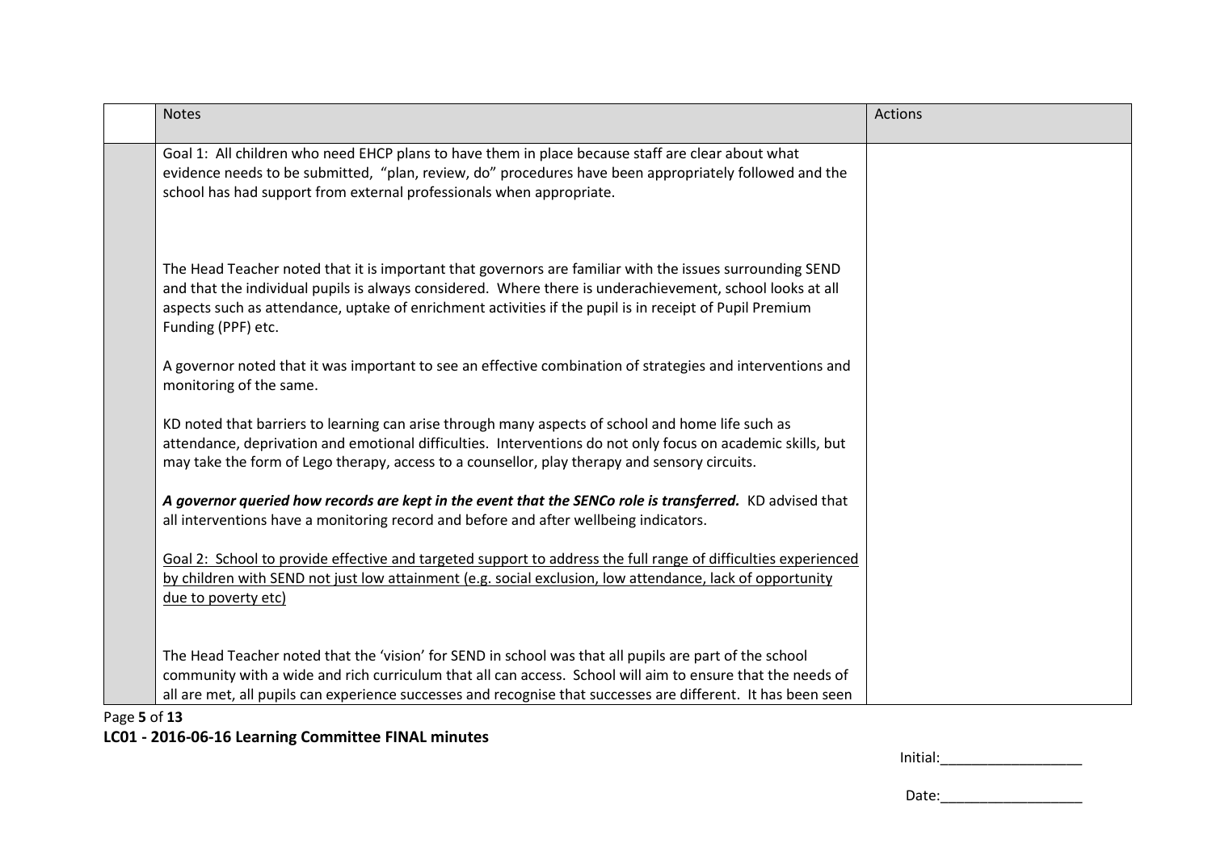| | Notes | Actions |
|---|---|---|
| | Goal 1: All children who need EHCP plans to have them in place because staff are clear about what evidence needs to be submitted, "plan, review, do" procedures have been appropriately followed and the school has had support from external professionals when appropriate.<br><br>The Head Teacher noted that it is important that governors are familiar with the issues surrounding SEND and that the individual pupils is always considered. Where there is underachievement, school looks at all aspects such as attendance, uptake of enrichment activities if the pupil is in receipt of Pupil Premium Funding (PPF) etc.<br><br>A governor noted that it was important to see an effective combination of strategies and interventions and monitoring of the same.<br><br>KD noted that barriers to learning can arise through many aspects of school and home life such as attendance, deprivation and emotional difficulties. Interventions do not only focus on academic skills, but may take the form of Lego therapy, access to a counsellor, play therapy and sensory circuits.<br><br>***A governor queried how records are kept in the event that the SENCo role is transferred.*** KD advised that all interventions have a monitoring record and before and after wellbeing indicators.<br><br><u>Goal 2: School to provide effective and targeted support to address the full range of difficulties experienced by children with SEND not just low attainment (e.g. social exclusion, low attendance, lack of opportunity due to poverty etc)</u><br><br>The Head Teacher noted that the 'vision' for SEND in school was that all pupils are part of the school community with a wide and rich curriculum that all can access. School will aim to ensure that the needs of all are met, all pupils can experience successes and recognise that successes are different. It has been seen | |

LC01 - 2016-06-16 Learning Committee FINAL minutes

Initial:__________________

Date:__________________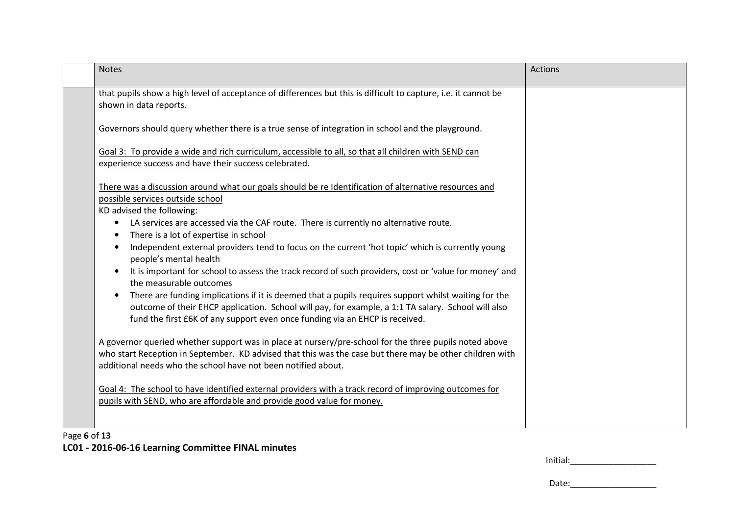| | Notes | Actions |
|---|---|---|
| | that pupils show a high level of acceptance of differences but this is difficult to capture, i.e. it cannot be shown in data reports.<br><br>Governors should query whether there is a true sense of integration in school and the playground.<br><br><u>Goal 3: To provide a wide and rich curriculum, accessible to all, so that all children with SEND can experience success and have their success celebrated.</u><br><br><u>There was a discussion around what our goals should be re Identification of alternative resources and possible services outside school</u><br>KD advised the following:<br>• LA services are accessed via the CAF route. There is currently no alternative route.<br>• There is a lot of expertise in school<br>• Independent external providers tend to focus on the current 'hot topic' which is currently young people's mental health<br>• It is important for school to assess the track record of such providers, cost or 'value for money' and the measurable outcomes<br>• There are funding implications if it is deemed that a pupils requires support whilst waiting for the outcome of their EHCP application. School will pay, for example, a 1:1 TA salary. School will also fund the first £6K of any support even once funding via an EHCP is received.<br><br>A governor queried whether support was in place at nursery/pre-school for the three pupils noted above who start Reception in September. KD advised that this was the case but there may be other children with additional needs who the school have not been notified about.<br><br><u>Goal 4: The school to have identified external providers with a track record of improving outcomes for pupils with SEND, who are affordable and provide good value for money.</u> | |

**LC01 - 2016-06-16 Learning Committee FINAL minutes**

Initial:__________________

Date:__________________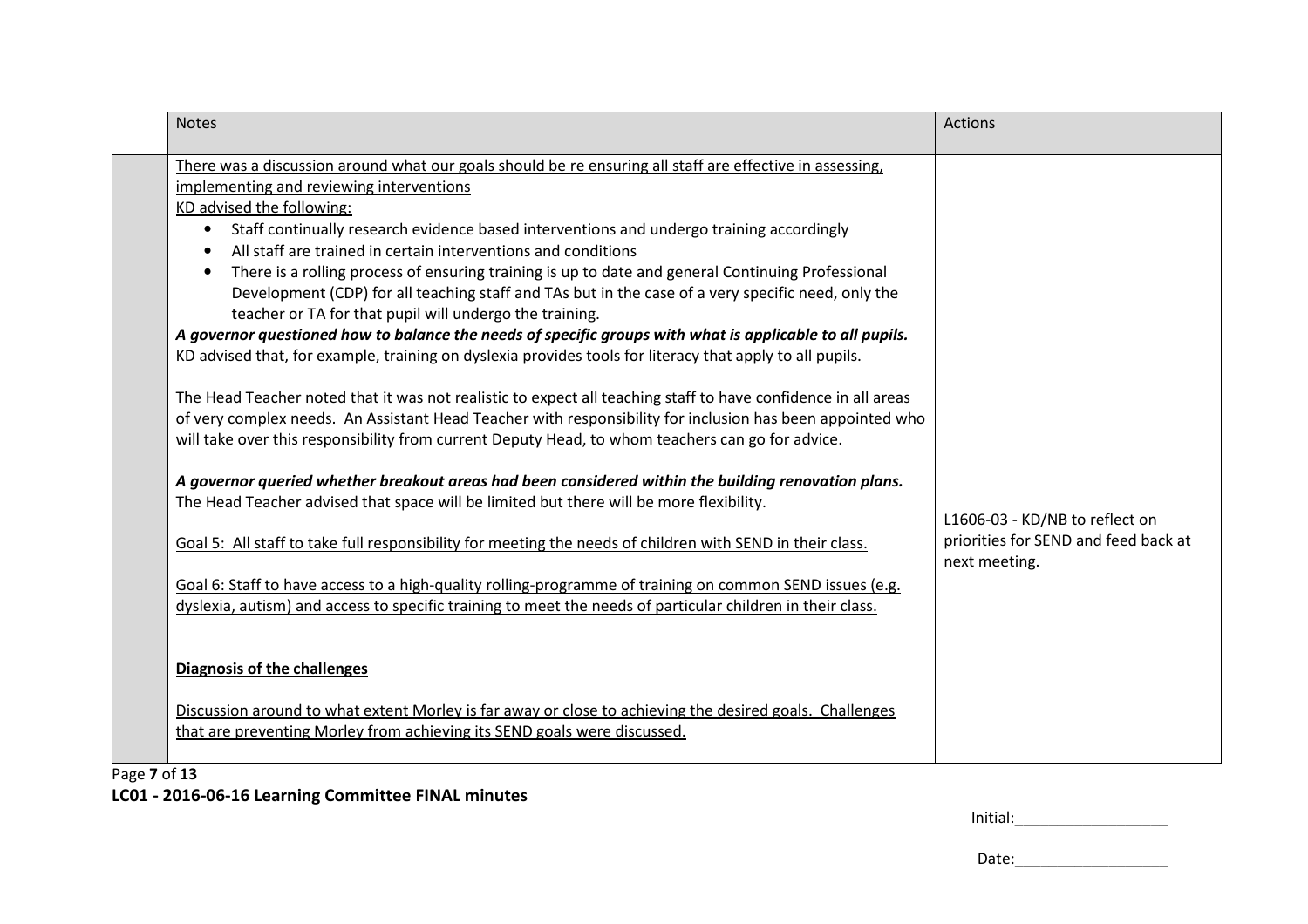|  | Notes | Actions |
|---|---|---|
|  | There was a discussion around what our goals should be re ensuring all staff are effective in assessing, implementing and reviewing interventions<br>KD advised the following:<br>• Staff continually research evidence based interventions and undergo training accordingly<br>• All staff are trained in certain interventions and conditions<br>• There is a rolling process of ensuring training is up to date and general Continuing Professional Development (CDP) for all teaching staff and TAs but in the case of a very specific need, only the teacher or TA for that pupil will undergo the training.<br>***A governor questioned how to balance the needs of specific groups with what is applicable to all pupils.***<br>KD advised that, for example, training on dyslexia provides tools for literacy that apply to all pupils.<br><br>The Head Teacher noted that it was not realistic to expect all teaching staff to have confidence in all areas of very complex needs. An Assistant Head Teacher with responsibility for inclusion has been appointed who will take over this responsibility from current Deputy Head, to whom teachers can go for advice.<br><br>***A governor queried whether breakout areas had been considered within the building renovation plans.***<br>The Head Teacher advised that space will be limited but there will be more flexibility.<br><br>Goal 5: All staff to take full responsibility for meeting the needs of children with SEND in their class.<br><br>Goal 6: Staff to have access to a high-quality rolling-programme of training on common SEND issues (e.g. dyslexia, autism) and access to specific training to meet the needs of particular children in their class.<br><br>**Diagnosis of the challenges**<br><br>Discussion around to what extent Morley is far away or close to achieving the desired goals. Challenges that are preventing Morley from achieving its SEND goals were discussed. | L1606-03 - KD/NB to reflect on priorities for SEND and feed back at next meeting. |

**LC01 - 2016-06-16 Learning Committee FINAL minutes**

Initial:\_\_\_\_\_\_\_\_\_\_\_\_\_\_\_\_\_\_

Date:\_\_\_\_\_\_\_\_\_\_\_\_\_\_\_\_\_\_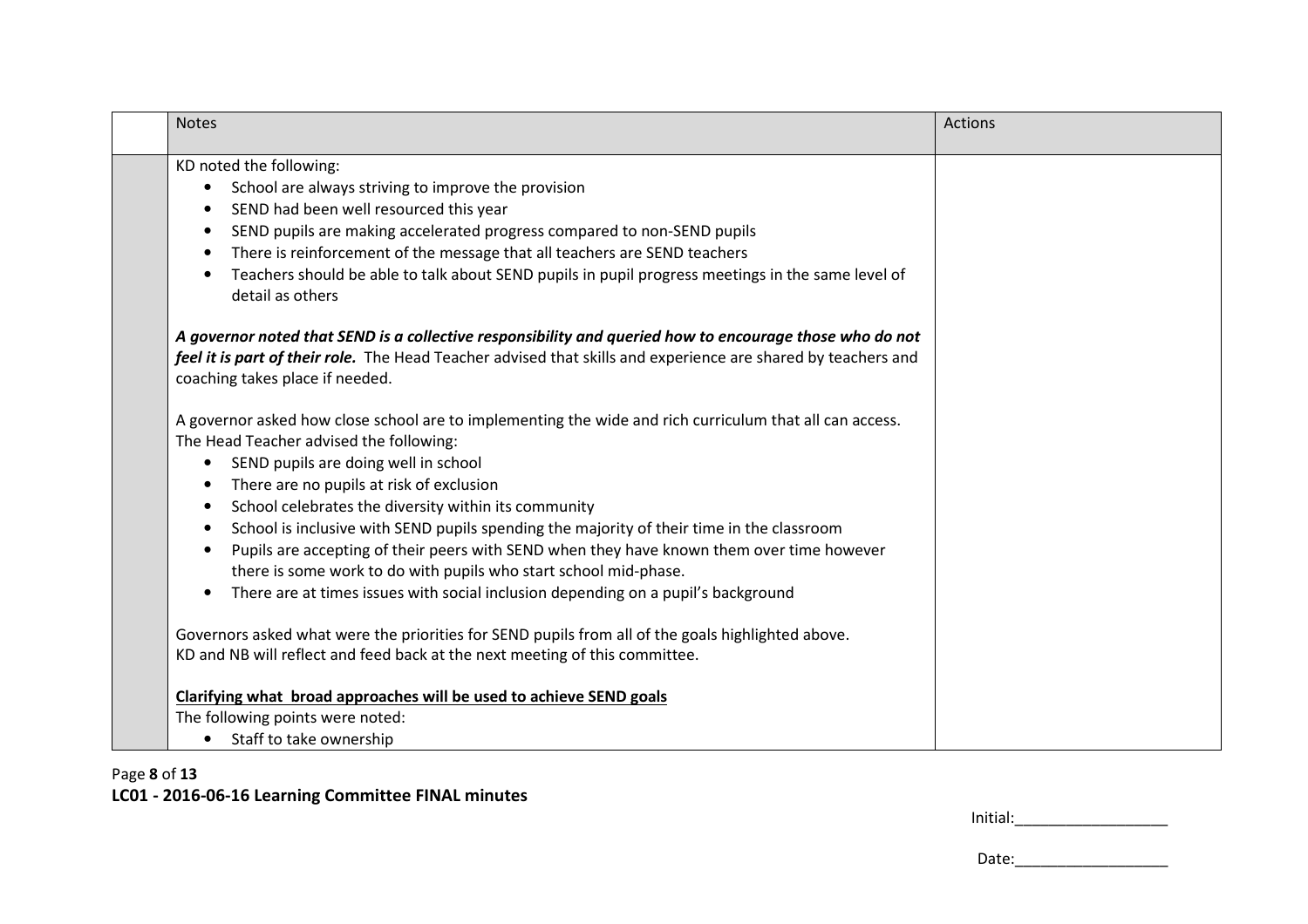|  | Notes | Actions |
|---|---|---|
|  | KD noted the following:<br>• School are always striving to improve the provision<br>• SEND had been well resourced this year<br>• SEND pupils are making accelerated progress compared to non-SEND pupils<br>• There is reinforcement of the message that all teachers are SEND teachers<br>• Teachers should be able to talk about SEND pupils in pupil progress meetings in the same level of detail as others<br><br>***A governor noted that SEND is a collective responsibility and queried how to encourage those who do not feel it is part of their role.*** The Head Teacher advised that skills and experience are shared by teachers and coaching takes place if needed.<br><br>A governor asked how close school are to implementing the wide and rich curriculum that all can access. The Head Teacher advised the following:<br>• SEND pupils are doing well in school<br>• There are no pupils at risk of exclusion<br>• School celebrates the diversity within its community<br>• School is inclusive with SEND pupils spending the majority of their time in the classroom<br>• Pupils are accepting of their peers with SEND when they have known them over time however there is some work to do with pupils who start school mid-phase.<br>• There are at times issues with social inclusion depending on a pupil's background<br><br>Governors asked what were the priorities for SEND pupils from all of the goals highlighted above. KD and NB will reflect and feed back at the next meeting of this committee.<br><br>**<u>Clarifying what broad approaches will be used to achieve SEND goals</u>**<br>The following points were noted:<br>• Staff to take ownership |  |

Initial:__________________

Date:__________________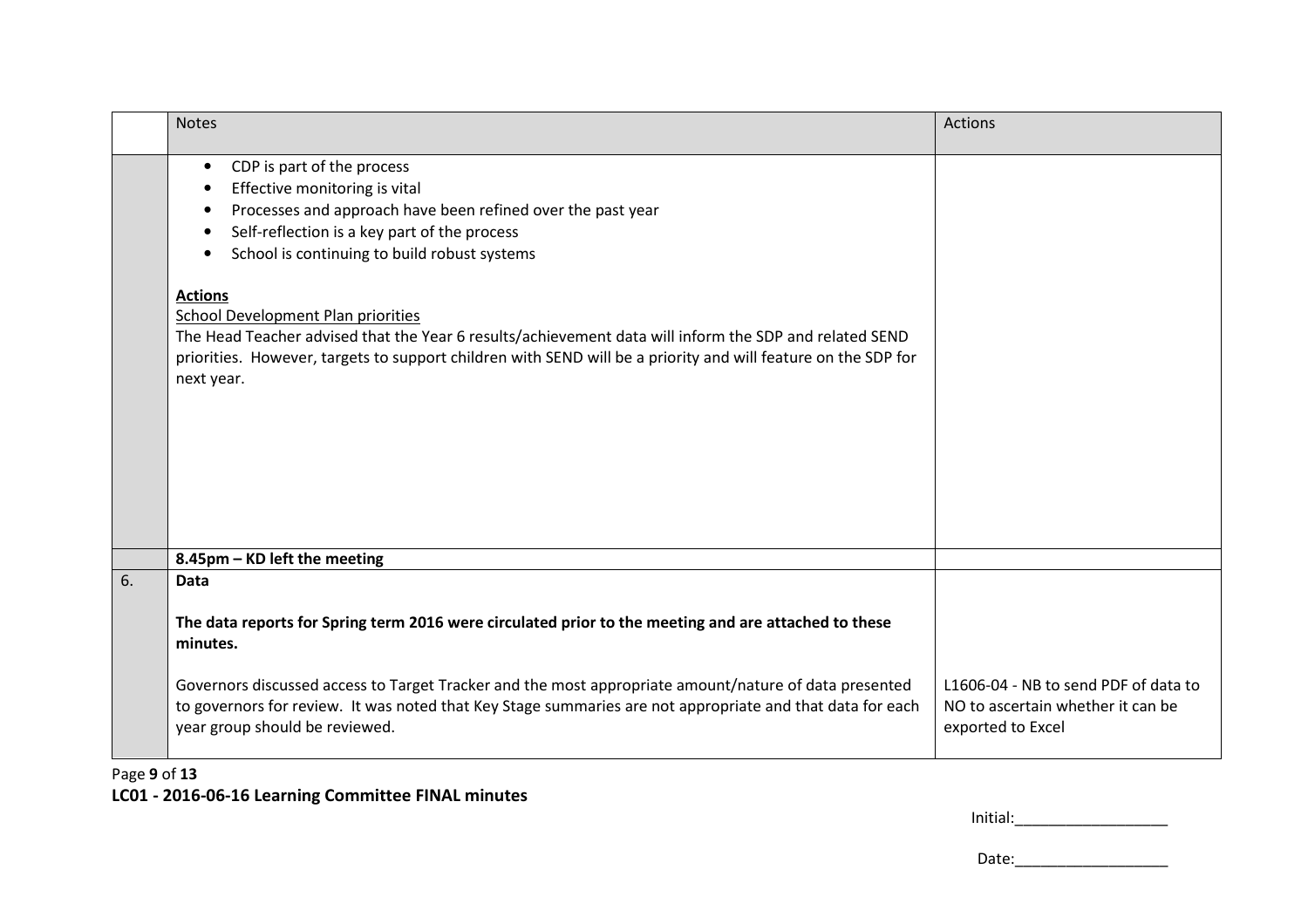| | Notes | Actions |
|---|---|---|
| | • CDP is part of the process<br>• Effective monitoring is vital<br>• Processes and approach have been refined over the past year<br>• Self-reflection is a key part of the process<br>• School is continuing to build robust systems<br><br>**Actions**<br>School Development Plan priorities<br>The Head Teacher advised that the Year 6 results/achievement data will inform the SDP and related SEND priorities. However, targets to support children with SEND will be a priority and will feature on the SDP for next year. | |
| | **8.45pm – KD left the meeting** | |
| 6. | **Data**<br><br>**The data reports for Spring term 2016 were circulated prior to the meeting and are attached to these minutes.**<br><br>Governors discussed access to Target Tracker and the most appropriate amount/nature of data presented to governors for review. It was noted that Key Stage summaries are not appropriate and that data for each year group should be reviewed. | L1606-04 - NB to send PDF of data to NO to ascertain whether it can be exported to Excel |

**LC01 - 2016-06-16 Learning Committee FINAL minutes**

Initial:__________________

Date:__________________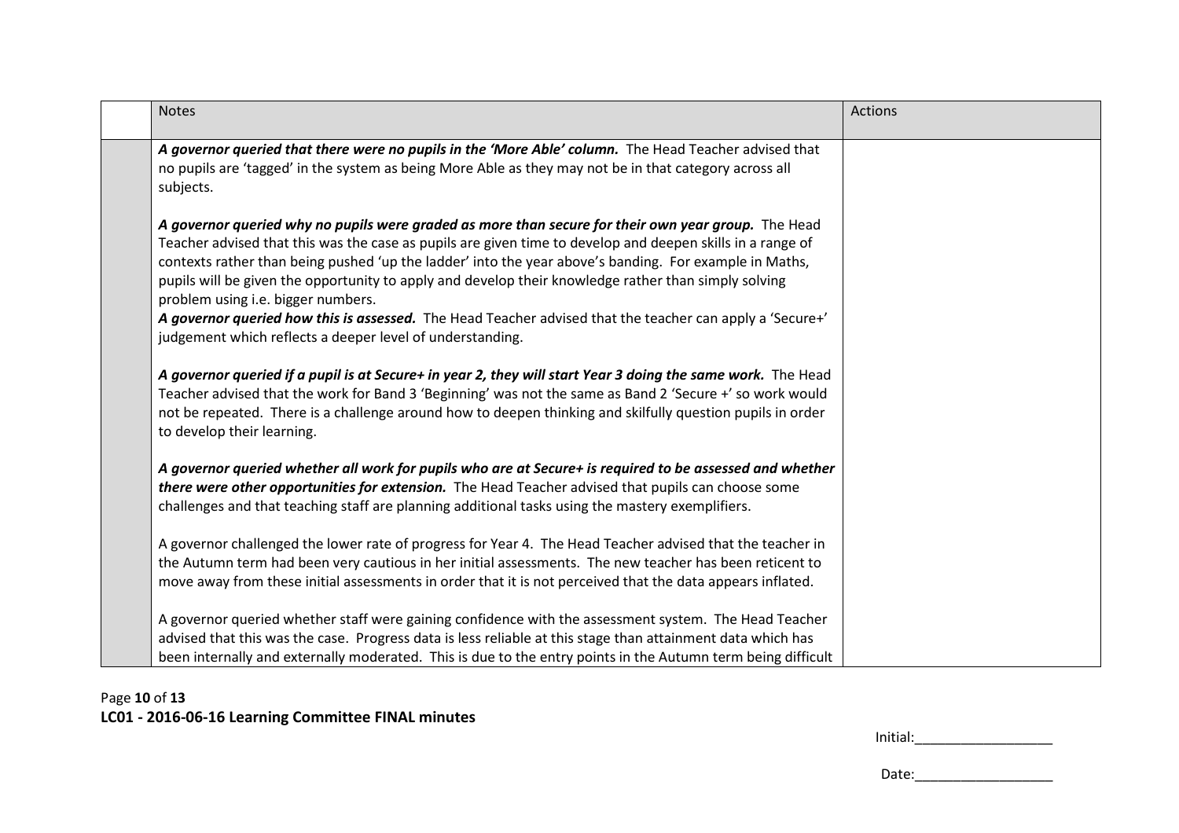| | Notes | Actions |
|---|---|---|
| | ***A governor queried that there were no pupils in the 'More Able' column.*** The Head Teacher advised that no pupils are 'tagged' in the system as being More Able as they may not be in that category across all subjects.<br><br>***A governor queried why no pupils were graded as more than secure for their own year group.*** The Head Teacher advised that this was the case as pupils are given time to develop and deepen skills in a range of contexts rather than being pushed 'up the ladder' into the year above's banding. For example in Maths, pupils will be given the opportunity to apply and develop their knowledge rather than simply solving problem using i.e. bigger numbers.<br>***A governor queried how this is assessed.*** The Head Teacher advised that the teacher can apply a 'Secure+' judgement which reflects a deeper level of understanding.<br><br>***A governor queried if a pupil is at Secure+ in year 2, they will start Year 3 doing the same work.*** The Head Teacher advised that the work for Band 3 'Beginning' was not the same as Band 2 'Secure +' so work would not be repeated. There is a challenge around how to deepen thinking and skilfully question pupils in order to develop their learning.<br><br>***A governor queried whether all work for pupils who are at Secure+ is required to be assessed and whether there were other opportunities for extension.*** The Head Teacher advised that pupils can choose some challenges and that teaching staff are planning additional tasks using the mastery exemplifiers.<br><br>A governor challenged the lower rate of progress for Year 4. The Head Teacher advised that the teacher in the Autumn term had been very cautious in her initial assessments. The new teacher has been reticent to move away from these initial assessments in order that it is not perceived that the data appears inflated.<br><br>A governor queried whether staff were gaining confidence with the assessment system. The Head Teacher advised that this was the case. Progress data is less reliable at this stage than attainment data which has been internally and externally moderated. This is due to the entry points in the Autumn term being difficult | |

LC01 - 2016-06-16 Learning Committee FINAL minutes

Initial:__________________

Date:__________________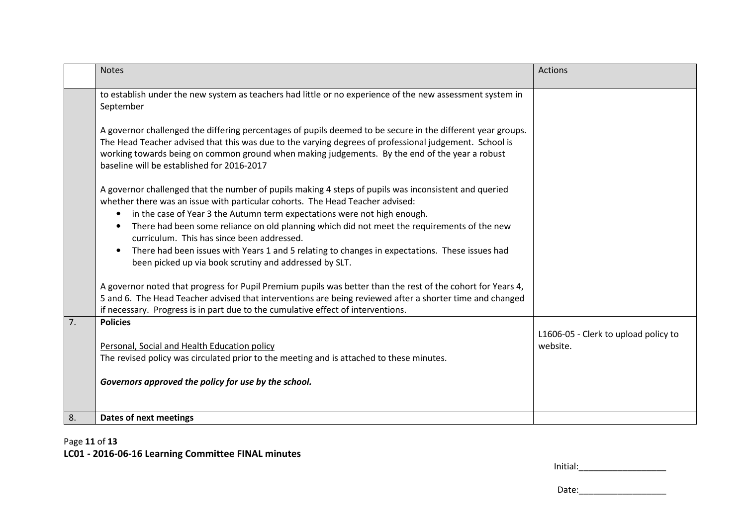| | Notes | Actions |
|---|---|---|
| | to establish under the new system as teachers had little or no experience of the new assessment system in September<br><br>A governor challenged the differing percentages of pupils deemed to be secure in the different year groups. The Head Teacher advised that this was due to the varying degrees of professional judgement. School is working towards being on common ground when making judgements. By the end of the year a robust baseline will be established for 2016-2017<br><br>A governor challenged that the number of pupils making 4 steps of pupils was inconsistent and queried whether there was an issue with particular cohorts. The Head Teacher advised:<br>• in the case of Year 3 the Autumn term expectations were not high enough.<br>• There had been some reliance on old planning which did not meet the requirements of the new curriculum. This has since been addressed.<br>• There had been issues with Years 1 and 5 relating to changes in expectations. These issues had been picked up via book scrutiny and addressed by SLT.<br><br>A governor noted that progress for Pupil Premium pupils was better than the rest of the cohort for Years 4, 5 and 6. The Head Teacher advised that interventions are being reviewed after a shorter time and changed if necessary. Progress is in part due to the cumulative effect of interventions. | |
| 7. | **Policies**<br><br>Personal, Social and Health Education policy<br>The revised policy was circulated prior to the meeting and is attached to these minutes.<br><br>***Governors approved the policy for use by the school.*** | L1606-05 - Clerk to upload policy to website. |
| 8. | **Dates of next meetings** | |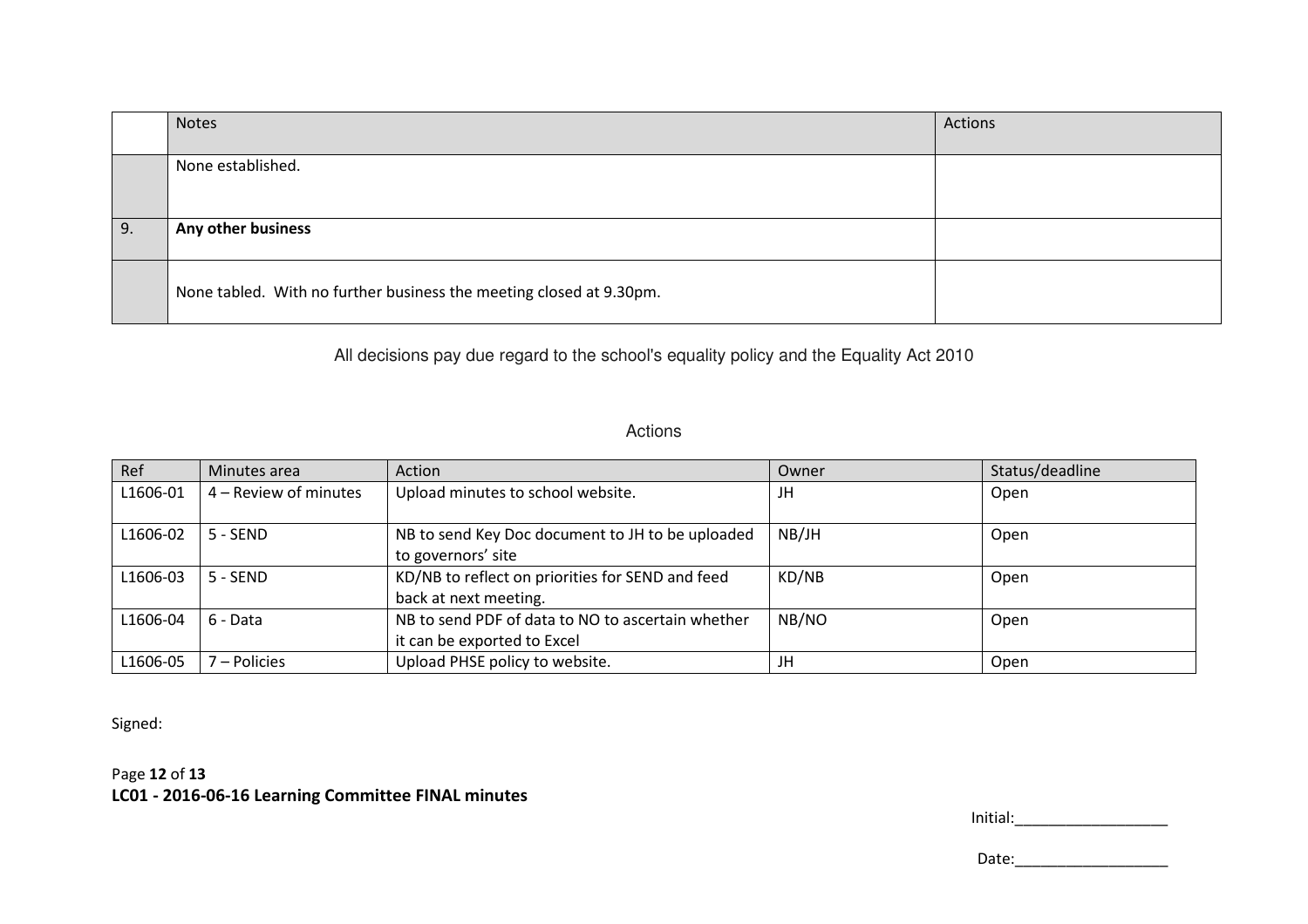|  | Notes | Actions |
|---|---|---|
|  | None established. |  |
| 9. | **Any other business** |  |
|  | None tabled. With no further business the meeting closed at 9.30pm. |  |

All decisions pay due regard to the school's equality policy and the Equality Act 2010

Actions

| Ref | Minutes area | Action | Owner | Status/deadline |
|---|---|---|---|---|
| L1606-01 | 4 – Review of minutes | Upload minutes to school website. | JH | Open |
| L1606-02 | 5 - SEND | NB to send Key Doc document to JH to be uploaded to governors' site | NB/JH | Open |
| L1606-03 | 5 - SEND | KD/NB to reflect on priorities for SEND and feed back at next meeting. | KD/NB | Open |
| L1606-04 | 6 - Data | NB to send PDF of data to NO to ascertain whether it can be exported to Excel | NB/NO | Open |
| L1606-05 | 7 – Policies | Upload PHSE policy to website. | JH | Open |

Signed:

Initial:__________________

Date:__________________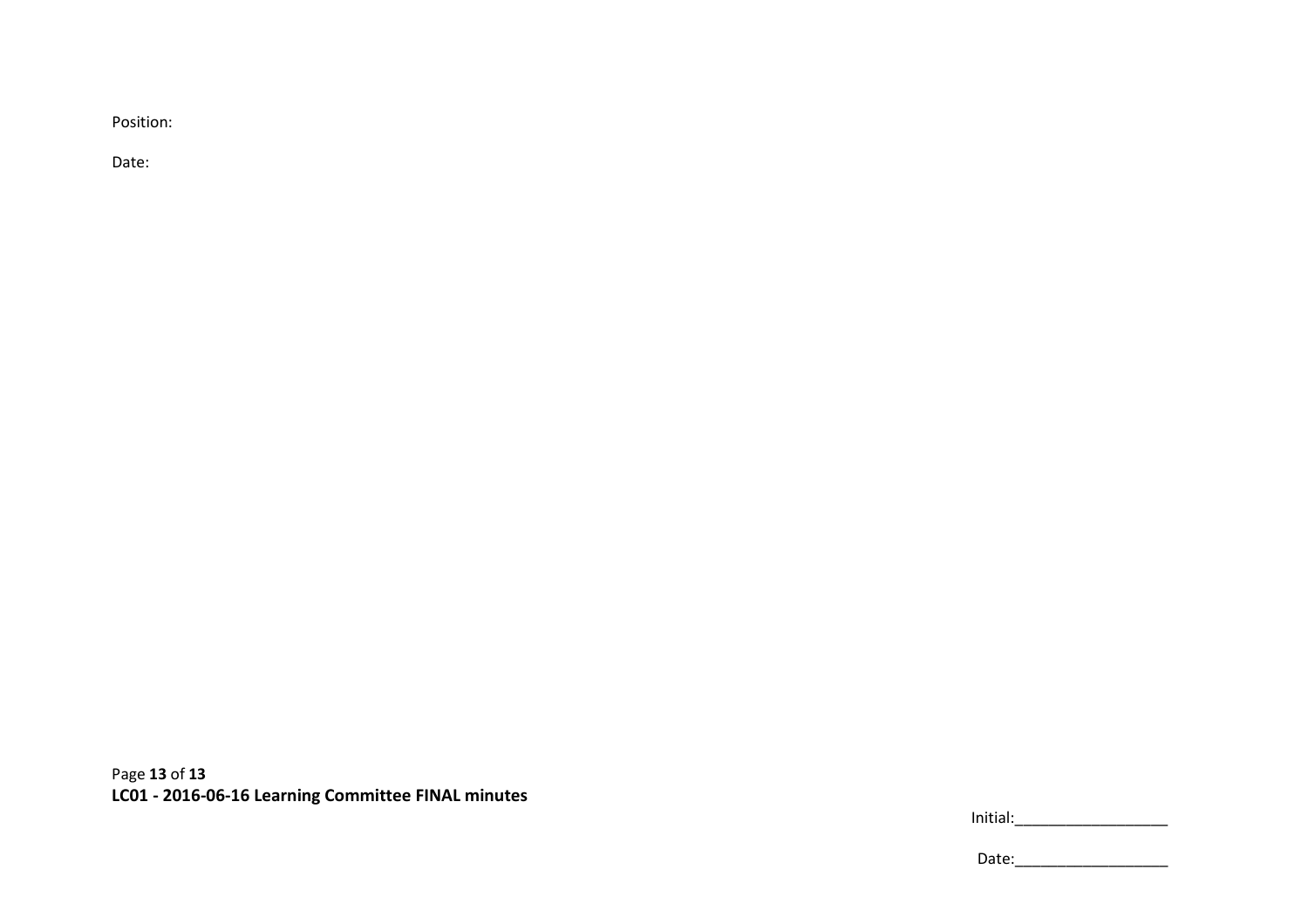Position:

Date:

Initial:__________________

Date:__________________